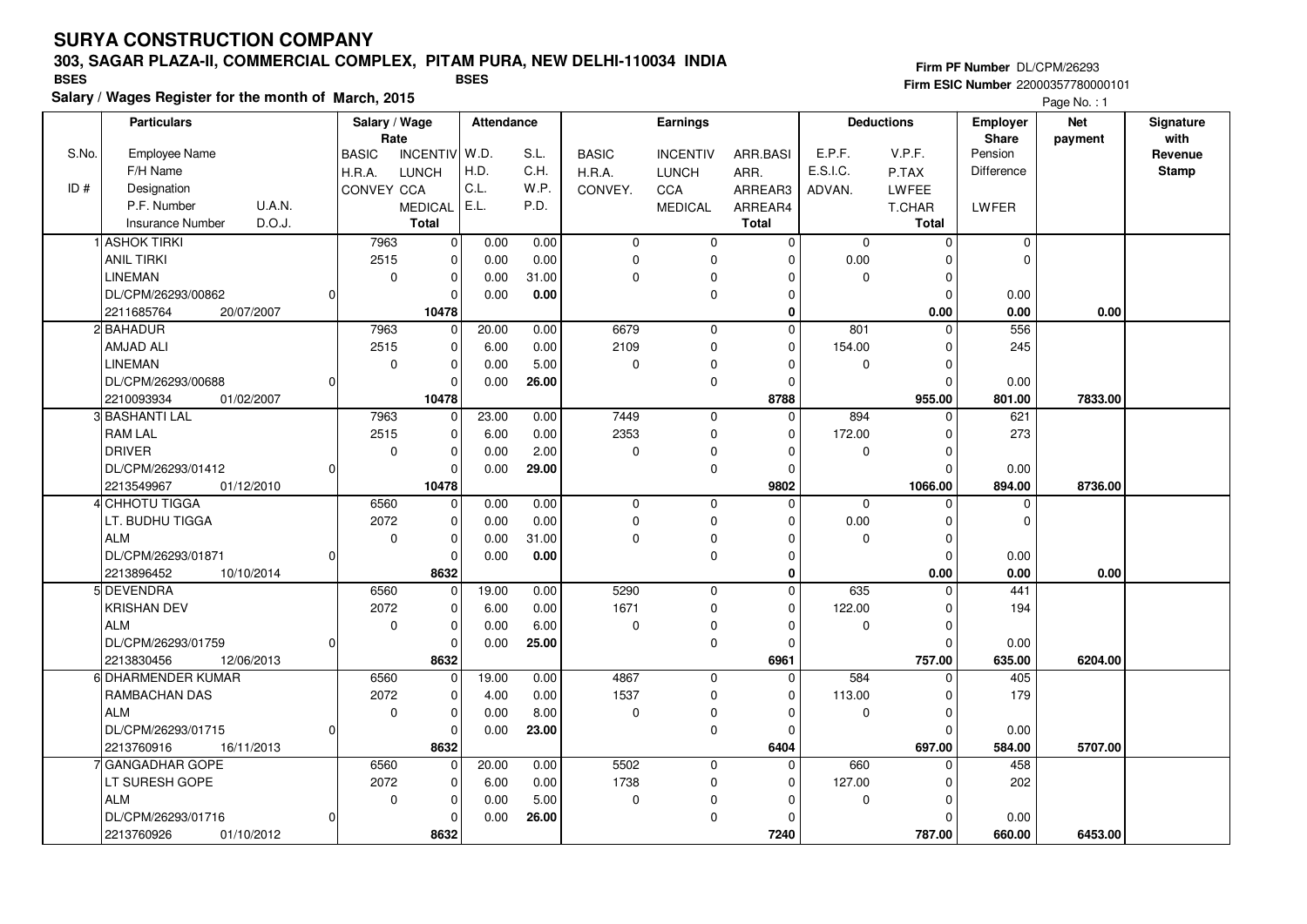# SURYA CONSTRUCTION COMPANY

## 303, SAGAR PLAZA-II, COMMERCIAL COMPLEX, PITAM PURA, NEW DELHI-110034 INDIA

BSES BSES

**Salary / Wages Register for the month of March, 2015**

Firm PF Number DL/CPM/26293
Firm ESIC Number 22000357780000101

Page No. : 1

| S.No. / ID # | Particulars: Employee Name / F/H Name / Designation / P.F. Number, U.A.N. / Insurance Number, D.O.J. | Salary / Wage Rate: BASIC / H.R.A. / CONVEY | Salary / Wage Rate: INCENTIV / LUNCH / CCA / MEDICAL / Total | Attendance: W.D. / H.D. / C.L. / E.L. | Attendance: S.L. / C.H. / W.P. / P.D. | Earnings: BASIC / H.R.A. / CONVEY. | Earnings: INCENTIV / LUNCH / CCA / MEDICAL | Earnings: ARR.BASI / ARR. / ARREAR3 / ARREAR4 / Total | Deductions: E.P.F. / E.S.I.C. / ADVAN. | Deductions: V.P.F. / P.TAX / LWFEE / T.CHAR / Total | Employer Share: Pension / Difference / LWFER | Net payment | Signature with Revenue Stamp |
|---|---|---|---|---|---|---|---|---|---|---|---|---|---|
| 1 | ASHOK TIRKI / ANIL TIRKI / LINEMAN / DL/CPM/26293/00862, 0 / 2211685764, 20/07/2007 | 7963 / 2515 / 0 | 0 / 0 / 0 / 0 / 10478 | 0.00 / 0.00 / 0.00 / 0.00 | 0.00 / 0.00 / 31.00 / **0.00** | 0 / 0 / 0 | 0 / 0 / 0 / 0 | 0 / 0 / 0 / 0 / **0** | 0 / 0.00 / 0 | 0 / 0 / 0 / 0 / **0.00** | 0 / 0 / 0.00 / **0.00** | **0.00** | |
| 2 | BAHADUR / AMJAD ALI / LINEMAN / DL/CPM/26293/00688, 0 / 2210093934, 01/02/2007 | 7963 / 2515 / 0 | 0 / 0 / 0 / 0 / 10478 | 20.00 / 6.00 / 0.00 / 0.00 | 0.00 / 0.00 / 5.00 / **26.00** | 6679 / 2109 / 0 | 0 / 0 / 0 / 0 | 0 / 0 / 0 / 0 / **8788** | 801 / 154.00 / 0 | 0 / 0 / 0 / 0 / **955.00** | 556 / 245 / 0.00 / **801.00** | **7833.00** | |
| 3 | BASHANTI LAL / RAM LAL / DRIVER / DL/CPM/26293/01412, 0 / 2213549967, 01/12/2010 | 7963 / 2515 / 0 | 0 / 0 / 0 / 0 / 10478 | 23.00 / 6.00 / 0.00 / 0.00 | 0.00 / 0.00 / 2.00 / **29.00** | 7449 / 2353 / 0 | 0 / 0 / 0 / 0 | 0 / 0 / 0 / 0 / **9802** | 894 / 172.00 / 0 | 0 / 0 / 0 / 0 / **1066.00** | 621 / 273 / 0.00 / **894.00** | **8736.00** | |
| 4 | CHHOTU TIGGA / LT. BUDHU TIGGA / ALM / DL/CPM/26293/01871, 0 / 2213896452, 10/10/2014 | 6560 / 2072 / 0 | 0 / 0 / 0 / 0 / 8632 | 0.00 / 0.00 / 0.00 / 0.00 | 0.00 / 0.00 / 31.00 / **0.00** | 0 / 0 / 0 | 0 / 0 / 0 / 0 | 0 / 0 / 0 / 0 / **0** | 0 / 0.00 / 0 | 0 / 0 / 0 / 0 / **0.00** | 0 / 0 / 0.00 / **0.00** | **0.00** | |
| 5 | DEVENDRA / KRISHAN DEV / ALM / DL/CPM/26293/01759, 0 / 2213830456, 12/06/2013 | 6560 / 2072 / 0 | 0 / 0 / 0 / 0 / 8632 | 19.00 / 6.00 / 0.00 / 0.00 | 0.00 / 0.00 / 6.00 / **25.00** | 5290 / 1671 / 0 | 0 / 0 / 0 / 0 | 0 / 0 / 0 / 0 / **6961** | 635 / 122.00 / 0 | 0 / 0 / 0 / 0 / **757.00** | 441 / 194 / 0.00 / **635.00** | **6204.00** | |
| 6 | DHARMENDER KUMAR / RAMBACHAN DAS / ALM / DL/CPM/26293/01715, 0 / 2213760916, 16/11/2013 | 6560 / 2072 / 0 | 0 / 0 / 0 / 0 / 8632 | 19.00 / 4.00 / 0.00 / 0.00 | 0.00 / 0.00 / 8.00 / **23.00** | 4867 / 1537 / 0 | 0 / 0 / 0 / 0 | 0 / 0 / 0 / 0 / **6404** | 584 / 113.00 / 0 | 0 / 0 / 0 / 0 / **697.00** | 405 / 179 / 0.00 / **584.00** | **5707.00** | |
| 7 | GANGADHAR GOPE / LT SURESH GOPE / ALM / DL/CPM/26293/01716, 0 / 2213760926, 01/10/2012 | 6560 / 2072 / 0 | 0 / 0 / 0 / 0 / 8632 | 20.00 / 6.00 / 0.00 / 0.00 | 0.00 / 0.00 / 5.00 / **26.00** | 5502 / 1738 / 0 | 0 / 0 / 0 / 0 | 0 / 0 / 0 / 0 / **7240** | 660 / 127.00 / 0 | 0 / 0 / 0 / 0 / **787.00** | 458 / 202 / 0.00 / **660.00** | **6453.00** | |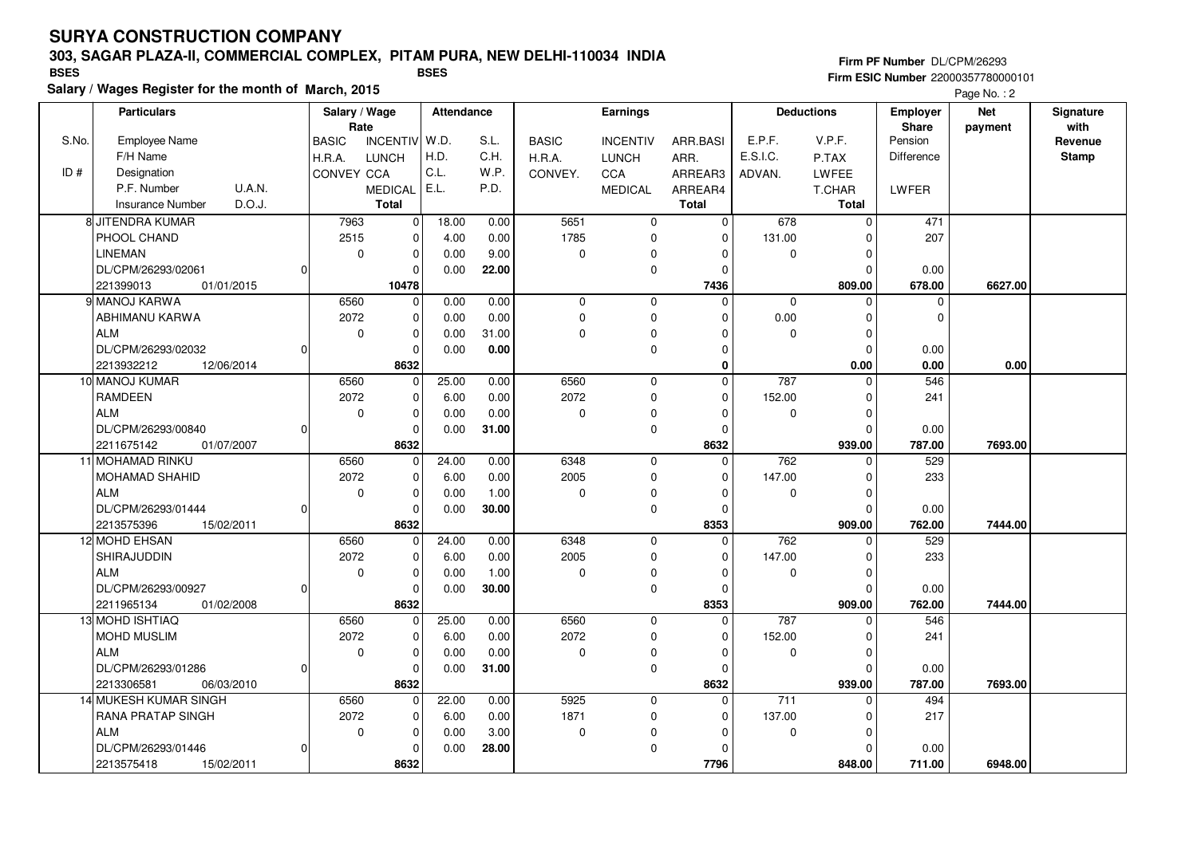# SURYA CONSTRUCTION COMPANY

## 303, SAGAR PLAZA-II, COMMERCIAL COMPLEX, PITAM PURA, NEW DELHI-110034 INDIA

BSES BSES

**Salary / Wages Register for the month of March, 2015**

Firm PF Number DL/CPM/26293
Firm ESIC Number 22000357780000101

| S.No. / ID # | Particulars: Employee Name / F/H Name / Designation / P.F. Number / Insurance Number | U.A.N. / D.O.J. | Salary / Wage Rate: BASIC / H.R.A. / CONVEY | INCENTIV / LUNCH / CCA / MEDICAL / Total | Attendance: W.D. / H.D. / C.L. / E.L. | S.L. / C.H. / W.P. / P.D. | Earnings: BASIC / H.R.A. / CONVEY. | INCENTIV / LUNCH / CCA / MEDICAL | ARR.BASI / ARR. / ARREAR3 / ARREAR4 / Total | Deductions: E.P.F. / E.S.I.C. / ADVAN. | V.P.F. / P.TAX / LWFEE / T.CHAR / Total | Employer Share: Pension / Difference / LWFER | Net payment | Signature with Revenue Stamp |
|---|---|---|---|---|---|---|---|---|---|---|---|---|---|---|
| 8 | JITENDRA KUMAR | | 7963 | 0 | 18.00 | 0.00 | 5651 | 0 | 0 | 678 | 0 | 471 | | |
| | PHOOL CHAND | | 2515 | 0 | 4.00 | 0.00 | 1785 | 0 | 0 | 131.00 | 0 | 207 | | |
| | LINEMAN | | 0 | 0 | 0.00 | 9.00 | 0 | 0 | 0 | 0 | 0 | | | |
| | DL/CPM/26293/02061 | 0 | | 0 | 0.00 | 22.00 | | 0 | 0 | | 0 | 0.00 | | |
| | 221399013 | 01/01/2015 | | 10478 | | | | | 7436 | | 809.00 | 678.00 | 6627.00 | |
| 9 | MANOJ KARWA | | 6560 | 0 | 0.00 | 0.00 | 0 | 0 | 0 | 0 | 0 | 0 | | |
| | ABHIMANU KARWA | | 2072 | 0 | 0.00 | 0.00 | 0 | 0 | 0 | 0.00 | 0 | 0 | | |
| | ALM | | 0 | 0 | 0.00 | 31.00 | 0 | 0 | 0 | 0 | 0 | | | |
| | DL/CPM/26293/02032 | 0 | | 0 | 0.00 | 0.00 | | 0 | 0 | | 0 | 0.00 | | |
| | 2213932212 | 12/06/2014 | | 8632 | | | | | 0 | | 0.00 | 0.00 | 0.00 | |
| 10 | MANOJ KUMAR | | 6560 | 0 | 25.00 | 0.00 | 6560 | 0 | 0 | 787 | 0 | 546 | | |
| | RAMDEEN | | 2072 | 0 | 6.00 | 0.00 | 2072 | 0 | 0 | 152.00 | 0 | 241 | | |
| | ALM | | 0 | 0 | 0.00 | 0.00 | 0 | 0 | 0 | 0 | 0 | | | |
| | DL/CPM/26293/00840 | 0 | | 0 | 0.00 | 31.00 | | 0 | 0 | | 0 | 0.00 | | |
| | 2211675142 | 01/07/2007 | | 8632 | | | | | 8632 | | 939.00 | 787.00 | 7693.00 | |
| 11 | MOHAMAD RINKU | | 6560 | 0 | 24.00 | 0.00 | 6348 | 0 | 0 | 762 | 0 | 529 | | |
| | MOHAMAD SHAHID | | 2072 | 0 | 6.00 | 0.00 | 2005 | 0 | 0 | 147.00 | 0 | 233 | | |
| | ALM | | 0 | 0 | 0.00 | 1.00 | 0 | 0 | 0 | 0 | 0 | | | |
| | DL/CPM/26293/01444 | 0 | | 0 | 0.00 | 30.00 | | 0 | 0 | | 0 | 0.00 | | |
| | 2213575396 | 15/02/2011 | | 8632 | | | | | 8353 | | 909.00 | 762.00 | 7444.00 | |
| 12 | MOHD EHSAN | | 6560 | 0 | 24.00 | 0.00 | 6348 | 0 | 0 | 762 | 0 | 529 | | |
| | SHIRAJUDDIN | | 2072 | 0 | 6.00 | 0.00 | 2005 | 0 | 0 | 147.00 | 0 | 233 | | |
| | ALM | | 0 | 0 | 0.00 | 1.00 | 0 | 0 | 0 | 0 | 0 | | | |
| | DL/CPM/26293/00927 | 0 | | 0 | 0.00 | 30.00 | | 0 | 0 | | 0 | 0.00 | | |
| | 2211965134 | 01/02/2008 | | 8632 | | | | | 8353 | | 909.00 | 762.00 | 7444.00 | |
| 13 | MOHD ISHTIAQ | | 6560 | 0 | 25.00 | 0.00 | 6560 | 0 | 0 | 787 | 0 | 546 | | |
| | MOHD MUSLIM | | 2072 | 0 | 6.00 | 0.00 | 2072 | 0 | 0 | 152.00 | 0 | 241 | | |
| | ALM | | 0 | 0 | 0.00 | 0.00 | 0 | 0 | 0 | 0 | 0 | | | |
| | DL/CPM/26293/01286 | 0 | | 0 | 0.00 | 31.00 | | 0 | 0 | | 0 | 0.00 | | |
| | 2213306581 | 06/03/2010 | | 8632 | | | | | 8632 | | 939.00 | 787.00 | 7693.00 | |
| 14 | MUKESH KUMAR SINGH | | 6560 | 0 | 22.00 | 0.00 | 5925 | 0 | 0 | 711 | 0 | 494 | | |
| | RANA PRATAP SINGH | | 2072 | 0 | 6.00 | 0.00 | 1871 | 0 | 0 | 137.00 | 0 | 217 | | |
| | ALM | | 0 | 0 | 0.00 | 3.00 | 0 | 0 | 0 | 0 | 0 | | | |
| | DL/CPM/26293/01446 | 0 | | 0 | 0.00 | 28.00 | | 0 | 0 | | 0 | 0.00 | | |
| | 2213575418 | 15/02/2011 | | 8632 | | | | | 7796 | | 848.00 | 711.00 | 6948.00 | |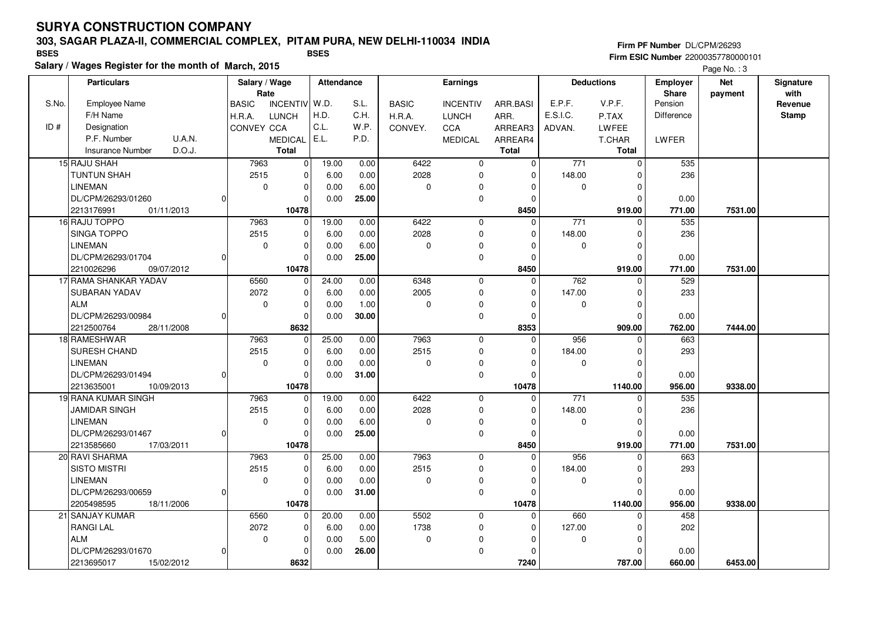# SURYA CONSTRUCTION COMPANY

## 303, SAGAR PLAZA-II, COMMERCIAL COMPLEX, PITAM PURA, NEW DELHI-110034 INDIA

BSES | BSES

**Salary / Wages Register for the month of March, 2015**

Firm PF Number DL/CPM/26293
Firm ESIC Number 22000357780000101

Page No. : 3

| S.No. / ID # | Employee Name / F/H Name / Designation / P.F. Number / U.A.N. / Insurance Number / D.O.J. | Salary / Wage Rate: BASIC / H.R.A. / CONVEY | INCENTIV / LUNCH / CCA / MEDICAL / Total | Attendance: W.D. / H.D. / C.L. / E.L. | S.L. / C.H. / W.P. / P.D. | Earnings: BASIC / H.R.A. / CONVEY. | INCENTIV / LUNCH / CCA / MEDICAL | ARR.BASI / ARR. / ARREAR3 / ARREAR4 / Total | Deductions: E.P.F. / E.S.I.C. / ADVAN. | V.P.F. / P.TAX / LWFEE / T.CHAR / Total | Employer Share: Pension / Difference / LWFER | Net payment | Signature with Revenue Stamp |
|---|---|---|---|---|---|---|---|---|---|---|---|---|---|
| 15 | RAJU SHAH / TUNTUN SHAH / LINEMAN / DL/CPM/26293/01260 / 0 / 2213176991 / 01/11/2013 | 7963 / 2515 / 0 | 0 / 0 / 0 / 0 / 10478 | 19.00 / 6.00 / 0.00 / 0.00 | 0.00 / 0.00 / 6.00 / 25.00 | 6422 / 2028 / 0 | 0 / 0 / 0 / 0 | 0 / 0 / 0 / 0 / 8450 | 771 / 148.00 / 0 | 0 / 0 / 0 / 0 / 919.00 | 535 / 236 / 0.00 / 771.00 | 7531.00 | |
| 16 | RAJU TOPPO / SINGA TOPPO / LINEMAN / DL/CPM/26293/01704 / 0 / 2210026296 / 09/07/2012 | 7963 / 2515 / 0 | 0 / 0 / 0 / 0 / 10478 | 19.00 / 6.00 / 0.00 / 0.00 | 0.00 / 0.00 / 6.00 / 25.00 | 6422 / 2028 / 0 | 0 / 0 / 0 / 0 | 0 / 0 / 0 / 0 / 8450 | 771 / 148.00 / 0 | 0 / 0 / 0 / 0 / 919.00 | 535 / 236 / 0.00 / 771.00 | 7531.00 | |
| 17 | RAMA SHANKAR YADAV / SUBARAN YADAV / ALM / DL/CPM/26293/00984 / 0 / 2212500764 / 28/11/2008 | 6560 / 2072 / 0 | 0 / 0 / 0 / 0 / 8632 | 24.00 / 6.00 / 0.00 / 0.00 | 0.00 / 0.00 / 1.00 / 30.00 | 6348 / 2005 / 0 | 0 / 0 / 0 / 0 | 0 / 0 / 0 / 0 / 8353 | 762 / 147.00 / 0 | 0 / 0 / 0 / 0 / 909.00 | 529 / 233 / 0.00 / 762.00 | 7444.00 | |
| 18 | RAMESHWAR / SURESH CHAND / LINEMAN / DL/CPM/26293/01494 / 0 / 2213635001 / 10/09/2013 | 7963 / 2515 / 0 | 0 / 0 / 0 / 0 / 10478 | 25.00 / 6.00 / 0.00 / 0.00 | 0.00 / 0.00 / 0.00 / 31.00 | 7963 / 2515 / 0 | 0 / 0 / 0 / 0 | 0 / 0 / 0 / 0 / 10478 | 956 / 184.00 / 0 | 0 / 0 / 0 / 0 / 1140.00 | 663 / 293 / 0.00 / 956.00 | 9338.00 | |
| 19 | RANA KUMAR SINGH / JAMIDAR SINGH / LINEMAN / DL/CPM/26293/01467 / 0 / 2213585660 / 17/03/2011 | 7963 / 2515 / 0 | 0 / 0 / 0 / 0 / 10478 | 19.00 / 6.00 / 0.00 / 0.00 | 0.00 / 0.00 / 6.00 / 25.00 | 6422 / 2028 / 0 | 0 / 0 / 0 / 0 | 0 / 0 / 0 / 0 / 8450 | 771 / 148.00 / 0 | 0 / 0 / 0 / 0 / 919.00 | 535 / 236 / 0.00 / 771.00 | 7531.00 | |
| 20 | RAVI SHARMA / SISTO MISTRI / LINEMAN / DL/CPM/26293/00659 / 0 / 2205498595 / 18/11/2006 | 7963 / 2515 / 0 | 0 / 0 / 0 / 0 / 10478 | 25.00 / 6.00 / 0.00 / 0.00 | 0.00 / 0.00 / 0.00 / 31.00 | 7963 / 2515 / 0 | 0 / 0 / 0 / 0 | 0 / 0 / 0 / 0 / 10478 | 956 / 184.00 / 0 | 0 / 0 / 0 / 0 / 1140.00 | 663 / 293 / 0.00 / 956.00 | 9338.00 | |
| 21 | SANJAY KUMAR / RANGI LAL / ALM / DL/CPM/26293/01670 / 0 / 2213695017 / 15/02/2012 | 6560 / 2072 / 0 | 0 / 0 / 0 / 0 / 8632 | 20.00 / 6.00 / 0.00 / 0.00 | 0.00 / 0.00 / 5.00 / 26.00 | 5502 / 1738 / 0 | 0 / 0 / 0 / 0 | 0 / 0 / 0 / 0 / 7240 | 660 / 127.00 / 0 | 0 / 0 / 0 / 0 / 787.00 | 458 / 202 / 0.00 / 660.00 | 6453.00 | |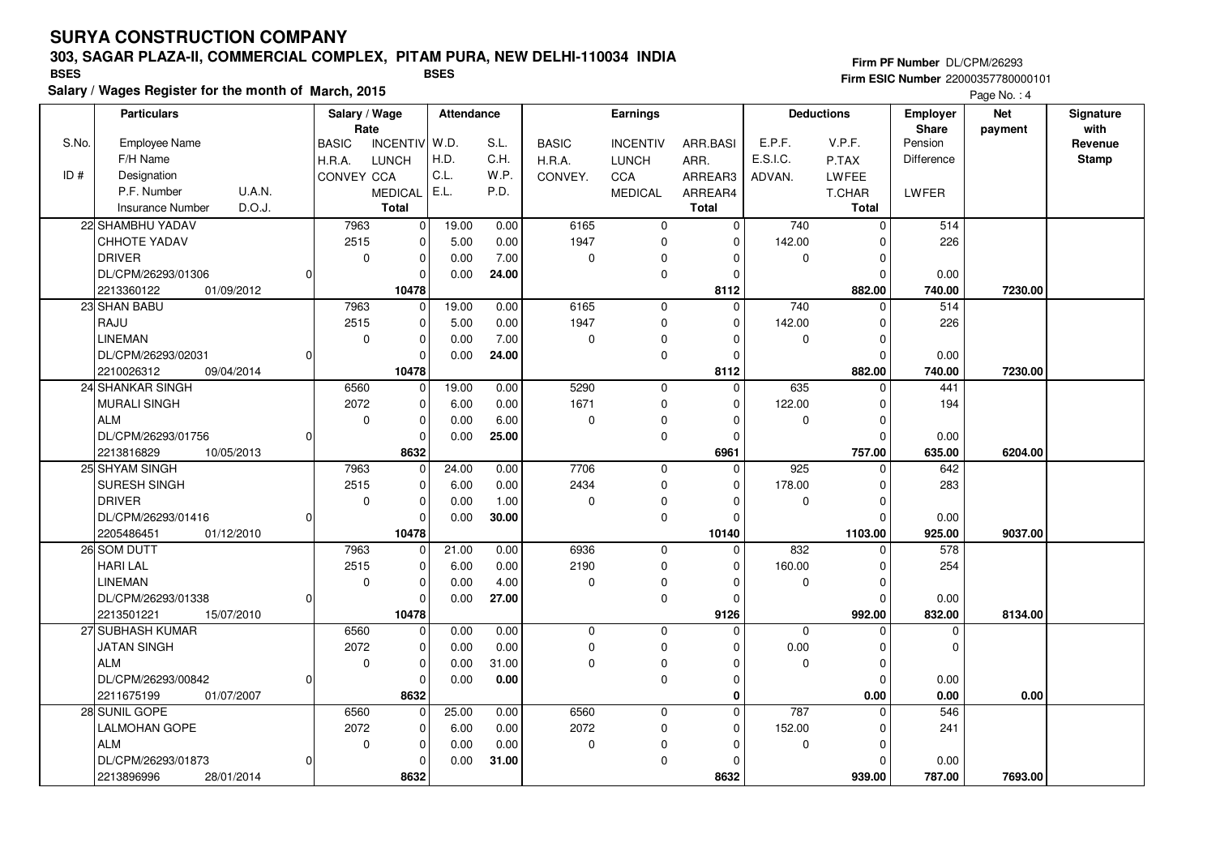# SURYA CONSTRUCTION COMPANY

## 303, SAGAR PLAZA-II, COMMERCIAL COMPLEX, PITAM PURA, NEW DELHI-110034 INDIA

BSES BSES

**Salary / Wages Register for the month of March, 2015**

Firm PF Number DL/CPM/26293
Firm ESIC Number 22000357780000101

Page No. : 4

| S.No. / ID # | Particulars: Employee Name / F/H Name / Designation / P.F. Number / U.A.N. / Insurance Number / D.O.J. | Salary / Wage Rate: BASIC / H.R.A. / CONVEY | Salary / Wage Rate: INCENTIV / LUNCH / CCA / MEDICAL / Total | Attendance: W.D. / H.D. / C.L. / E.L. | Attendance: S.L. / C.H. / W.P. / P.D. | Earnings: BASIC / H.R.A. / CONVEY. | Earnings: INCENTIV / LUNCH / CCA / MEDICAL | Earnings: ARR.BASI / ARR. / ARREAR3 / ARREAR4 / Total | Deductions: E.P.F. / E.S.I.C. / ADVAN. | Deductions: V.P.F. / P.TAX / LWFEE / T.CHAR / Total | Employer Share: Pension / Difference / LWFER | Net payment | Signature with Revenue Stamp |
|---|---|---|---|---|---|---|---|---|---|---|---|---|---|
| 22 | SHAMBHU YADAV / CHHOTE YADAV / DRIVER / DL/CPM/26293/01306 / 0 / 2213360122 / 01/09/2012 | 7963 / 2515 / 0 | 0 / 0 / 0 / 0 / 10478 | 19.00 / 5.00 / 0.00 / 0.00 | 0.00 / 0.00 / 7.00 / 24.00 | 6165 / 1947 / 0 | 0 / 0 / 0 / 0 | 0 / 0 / 0 / 0 / 8112 | 740 / 142.00 / 0 | 0 / 0 / 0 / 0 / 882.00 | 514 / 226 / 0.00 / 740.00 | 7230.00 | |
| 23 | SHAN BABU / RAJU / LINEMAN / DL/CPM/26293/02031 / 0 / 2210026312 / 09/04/2014 | 7963 / 2515 / 0 | 0 / 0 / 0 / 0 / 10478 | 19.00 / 5.00 / 0.00 / 0.00 | 0.00 / 0.00 / 7.00 / 24.00 | 6165 / 1947 / 0 | 0 / 0 / 0 / 0 | 0 / 0 / 0 / 0 / 8112 | 740 / 142.00 / 0 | 0 / 0 / 0 / 0 / 882.00 | 514 / 226 / 0.00 / 740.00 | 7230.00 | |
| 24 | SHANKAR SINGH / MURALI SINGH / ALM / DL/CPM/26293/01756 / 0 / 2213816829 / 10/05/2013 | 6560 / 2072 / 0 | 0 / 0 / 0 / 0 / 8632 | 19.00 / 6.00 / 0.00 / 0.00 | 0.00 / 0.00 / 6.00 / 25.00 | 5290 / 1671 / 0 | 0 / 0 / 0 / 0 | 0 / 0 / 0 / 0 / 6961 | 635 / 122.00 / 0 | 0 / 0 / 0 / 0 / 757.00 | 441 / 194 / 0.00 / 635.00 | 6204.00 | |
| 25 | SHYAM SINGH / SURESH SINGH / DRIVER / DL/CPM/26293/01416 / 0 / 2205486451 / 01/12/2010 | 7963 / 2515 / 0 | 0 / 0 / 0 / 0 / 10478 | 24.00 / 6.00 / 0.00 / 0.00 | 0.00 / 0.00 / 1.00 / 30.00 | 7706 / 2434 / 0 | 0 / 0 / 0 / 0 | 0 / 0 / 0 / 0 / 10140 | 925 / 178.00 / 0 | 0 / 0 / 0 / 0 / 1103.00 | 642 / 283 / 0.00 / 925.00 | 9037.00 | |
| 26 | SOM DUTT / HARI LAL / LINEMAN / DL/CPM/26293/01338 / 0 / 2213501221 / 15/07/2010 | 7963 / 2515 / 0 | 0 / 0 / 0 / 0 / 10478 | 21.00 / 6.00 / 0.00 / 0.00 | 0.00 / 0.00 / 4.00 / 27.00 | 6936 / 2190 / 0 | 0 / 0 / 0 / 0 | 0 / 0 / 0 / 0 / 9126 | 832 / 160.00 / 0 | 0 / 0 / 0 / 0 / 992.00 | 578 / 254 / 0.00 / 832.00 | 8134.00 | |
| 27 | SUBHASH KUMAR / JATAN SINGH / ALM / DL/CPM/26293/00842 / 0 / 2211675199 / 01/07/2007 | 6560 / 2072 / 0 | 0 / 0 / 0 / 0 / 8632 | 0.00 / 0.00 / 0.00 / 0.00 | 0.00 / 0.00 / 31.00 / 0.00 | 0 / 0 / 0 | 0 / 0 / 0 / 0 | 0 / 0 / 0 / 0 / 0 | 0 / 0.00 / 0 | 0 / 0 / 0 / 0 / 0.00 | 0 / 0 / 0.00 / 0.00 | 0.00 | |
| 28 | SUNIL GOPE / LALMOHAN GOPE / ALM / DL/CPM/26293/01873 / 0 / 2213896996 / 28/01/2014 | 6560 / 2072 / 0 | 0 / 0 / 0 / 0 / 8632 | 25.00 / 6.00 / 0.00 / 0.00 | 0.00 / 0.00 / 0.00 / 31.00 | 6560 / 2072 / 0 | 0 / 0 / 0 / 0 | 0 / 0 / 0 / 0 / 8632 | 787 / 152.00 / 0 | 0 / 0 / 0 / 0 / 939.00 | 546 / 241 / 0.00 / 787.00 | 7693.00 | |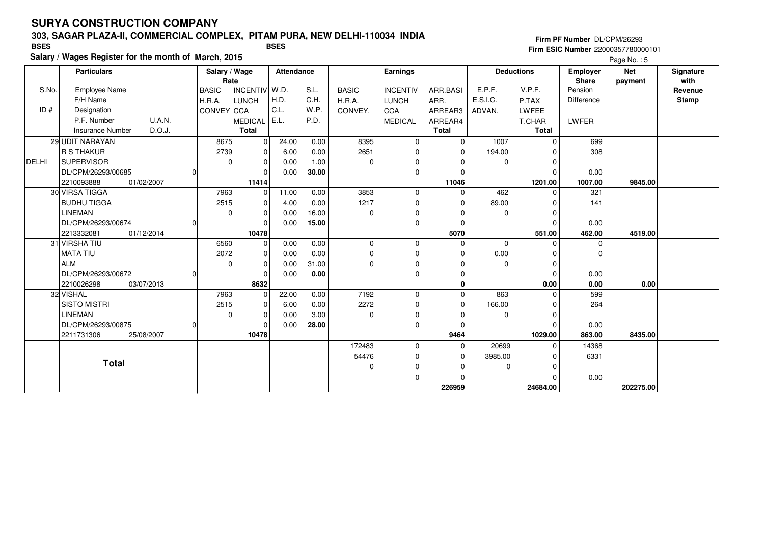# SURYA CONSTRUCTION COMPANY

**303, SAGAR PLAZA-II, COMMERCIAL COMPLEX, PITAM PURA, NEW DELHI-110034 INDIA**

BSES BSES

**Salary / Wages Register for the month of March, 2015**

**Firm PF Number** DL/CPM/26293
**Firm ESIC Number** 22000357780000101

| S.No. / ID # | Particulars: Employee Name / F/H Name / Designation / P.F. Number U.A.N. / Insurance Number D.O.J. | Salary / Wage Rate: BASIC / H.R.A. / CONVEY | INCENTIV / LUNCH / CCA / MEDICAL / Total | Attendance: W.D. / H.D. / C.L. / E.L. | S.L. / C.H. / W.P. / P.D. | Earnings: BASIC / H.R.A. / CONVEY. | INCENTIV / LUNCH / CCA / MEDICAL | ARR.BASI / ARR. / ARREAR3 / ARREAR4 / Total | Deductions: E.P.F. / E.S.I.C. / ADVAN. | V.P.F. / P.TAX / LWFEE / T.CHAR / Total | Employer Share: Pension / Difference / LWFER | Net payment | Signature with Revenue Stamp |
|---|---|---|---|---|---|---|---|---|---|---|---|---|---|
| 29 | UDIT NARAYAN | 8675 | 0 | 24.00 | 0.00 | 8395 | 0 | 0 | 1007 | 0 | 699 | | |
| | R S THAKUR | 2739 | 0 | 6.00 | 0.00 | 2651 | 0 | 0 | 194.00 | 0 | 308 | | |
| DELHI | SUPERVISOR | 0 | 0 | 0.00 | 1.00 | 0 | 0 | 0 | 0 | 0 | | | |
| | DL/CPM/26293/00685 0 | | 0 | 0.00 | **30.00** | | 0 | 0 | | 0 | 0.00 | | |
| | 2210093888 01/02/2007 | | **11414** | | | | | **11046** | | **1201.00** | **1007.00** | **9845.00** | |
| 30 | VIRSA TIGGA | 7963 | 0 | 11.00 | 0.00 | 3853 | 0 | 0 | 462 | 0 | 321 | | |
| | BUDHU TIGGA | 2515 | 0 | 4.00 | 0.00 | 1217 | 0 | 0 | 89.00 | 0 | 141 | | |
| | LINEMAN | 0 | 0 | 0.00 | 16.00 | 0 | 0 | 0 | 0 | 0 | | | |
| | DL/CPM/26293/00674 0 | | 0 | 0.00 | **15.00** | | 0 | 0 | | 0 | 0.00 | | |
| | 2213332081 01/12/2014 | | **10478** | | | | | **5070** | | **551.00** | **462.00** | **4519.00** | |
| 31 | VIRSHA TIU | 6560 | 0 | 0.00 | 0.00 | 0 | 0 | 0 | 0 | 0 | 0 | | |
| | MATA TIU | 2072 | 0 | 0.00 | 0.00 | 0 | 0 | 0 | 0.00 | 0 | 0 | | |
| | ALM | 0 | 0 | 0.00 | 31.00 | 0 | 0 | 0 | 0 | 0 | | | |
| | DL/CPM/26293/00672 0 | | 0 | 0.00 | **0.00** | | 0 | 0 | | 0 | 0.00 | | |
| | 2210026298 03/07/2013 | | **8632** | | | | | **0** | | **0.00** | **0.00** | **0.00** | |
| 32 | VISHAL | 7963 | 0 | 22.00 | 0.00 | 7192 | 0 | 0 | 863 | 0 | 599 | | |
| | SISTO MISTRI | 2515 | 0 | 6.00 | 0.00 | 2272 | 0 | 0 | 166.00 | 0 | 264 | | |
| | LINEMAN | 0 | 0 | 0.00 | 3.00 | 0 | 0 | 0 | 0 | 0 | | | |
| | DL/CPM/26293/00875 0 | | 0 | 0.00 | **28.00** | | 0 | 0 | | 0 | 0.00 | | |
| | 2211731306 25/08/2007 | | **10478** | | | | | **9464** | | **1029.00** | **863.00** | **8435.00** | |
| | **Total** | | | | | 172483 | 0 | 0 | 20699 | 0 | 14368 | | |
| | | | | | | 54476 | 0 | 0 | 3985.00 | 0 | 6331 | | |
| | | | | | | 0 | 0 | 0 | 0 | 0 | | | |
| | | | | | | | 0 | 0 | | 0 | 0.00 | | |
| | | | | | | | | **226959** | | **24684.00** | | **202275.00** | |